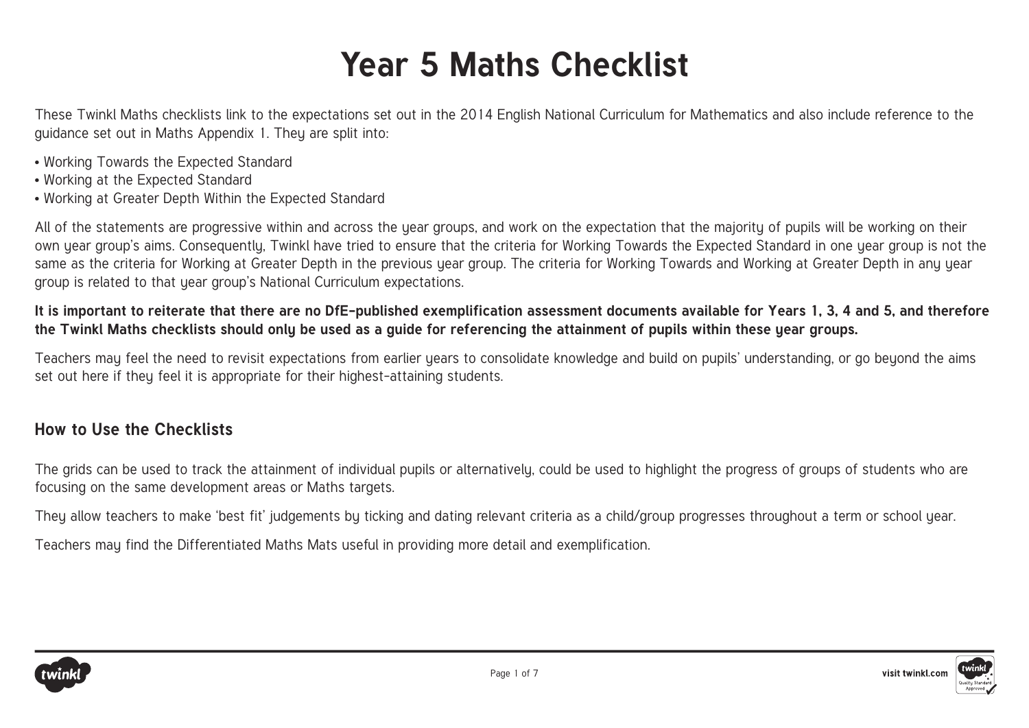# Year 5 Maths Checklist

These Twinkl Maths checklists link to the expectations set out in the 2014 English National Curriculum for Mathematics and also include reference to the guidance set out in Maths Appendix 1. They are split into:

- Working Towards the Expected Standard
- Working at the Expected Standard
- Working at Greater Depth Within the Expected Standard

All of the statements are progressive within and across the year groups, and work on the expectation that the majority of pupils will be working on their own year group's aims. Consequently, Twinkl have tried to ensure that the criteria for Working Towards the Expected Standard in one year group is not the same as the criteria for Working at Greater Depth in the previous year group. The criteria for Working Towards and Working at Greater Depth in any year group is related to that year group's National Curriculum expectations.

**It is important to reiterate that there are no DfE-published exemplification assessment documents available for Years 1, 3, 4 and 5, and therefore the Twinkl Maths checklists should only be used as a guide for referencing the attainment of pupils within these year groups.**

Teachers may feel the need to revisit expectations from earlier years to consolidate knowledge and build on pupils' understanding, or go beyond the aims set out here if they feel it is appropriate for their highest-attaining students.

## How to Use the Checklists

The grids can be used to track the attainment of individual pupils or alternatively, could be used to highlight the progress of groups of students who are focusing on the same development areas or Maths targets.

They allow teachers to make 'best fit' judgements by ticking and dating relevant criteria as a child/group progresses throughout a term or school year.

Teachers may find the Differentiated Maths Mats useful in providing more detail and exemplification.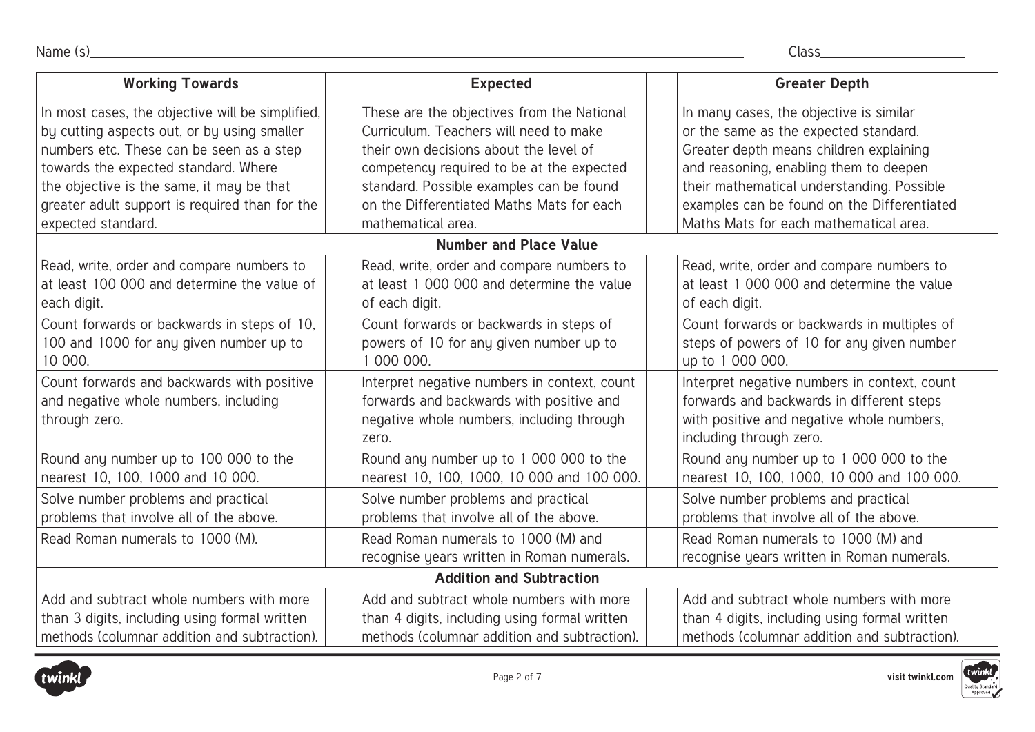Name (s)\_\_\_\_\_\_\_\_\_\_\_\_\_\_\_\_\_\_\_\_ Class\_\_\_\_\_\_\_\_\_\_

| Working Towards | | Expected | | Greater Depth | |
|---|---|---|---|---|---|
| In most cases, the objective will be simplified, by cutting aspects out, or by using smaller numbers etc. These can be seen as a step towards the expected standard. Where the objective is the same, it may be that greater adult support is required than for the expected standard. | | These are the objectives from the National Curriculum. Teachers will need to make their own decisions about the level of competency required to be at the expected standard. Possible examples can be found on the Differentiated Maths Mats for each mathematical area. | | In many cases, the objective is similar or the same as the expected standard. Greater depth means children explaining and reasoning, enabling them to deepen their mathematical understanding. Possible examples can be found on the Differentiated Maths Mats for each mathematical area. | |
| **Number and Place Value** | | | | | |
| Read, write, order and compare numbers to at least 100 000 and determine the value of each digit. | | Read, write, order and compare numbers to at least 1 000 000 and determine the value of each digit. | | Read, write, order and compare numbers to at least 1 000 000 and determine the value of each digit. | |
| Count forwards or backwards in steps of 10, 100 and 1000 for any given number up to 10 000. | | Count forwards or backwards in steps of powers of 10 for any given number up to 1 000 000. | | Count forwards or backwards in multiples of steps of powers of 10 for any given number up to 1 000 000. | |
| Count forwards and backwards with positive and negative whole numbers, including through zero. | | Interpret negative numbers in context, count forwards and backwards with positive and negative whole numbers, including through zero. | | Interpret negative numbers in context, count forwards and backwards in different steps with positive and negative whole numbers, including through zero. | |
| Round any number up to 100 000 to the nearest 10, 100, 1000 and 10 000. | | Round any number up to 1 000 000 to the nearest 10, 100, 1000, 10 000 and 100 000. | | Round any number up to 1 000 000 to the nearest 10, 100, 1000, 10 000 and 100 000. | |
| Solve number problems and practical problems that involve all of the above. | | Solve number problems and practical problems that involve all of the above. | | Solve number problems and practical problems that involve all of the above. | |
| Read Roman numerals to 1000 (M). | | Read Roman numerals to 1000 (M) and recognise years written in Roman numerals. | | Read Roman numerals to 1000 (M) and recognise years written in Roman numerals. | |
| **Addition and Subtraction** | | | | | |
| Add and subtract whole numbers with more than 3 digits, including using formal written methods (columnar addition and subtraction). | | Add and subtract whole numbers with more than 4 digits, including using formal written methods (columnar addition and subtraction). | | Add and subtract whole numbers with more than 4 digits, including using formal written methods (columnar addition and subtraction). | |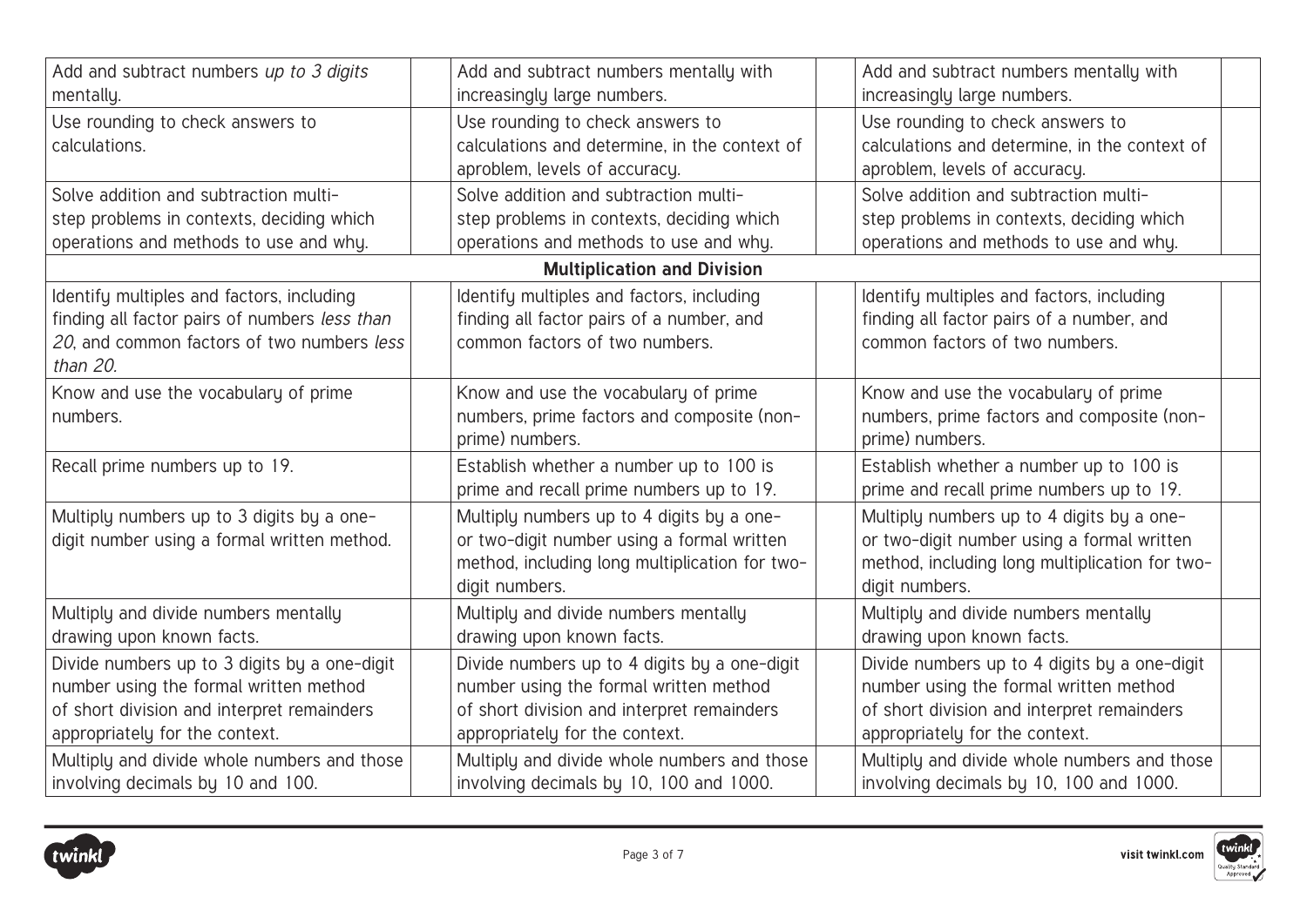| | | | | | |
|---|---|---|---|---|---|
| Add and subtract numbers *up to 3 digits* mentally. | | Add and subtract numbers mentally with increasingly large numbers. | | Add and subtract numbers mentally with increasingly large numbers. | |
| Use rounding to check answers to calculations. | | Use rounding to check answers to calculations and determine, in the context of aproblem, levels of accuracy. | | Use rounding to check answers to calculations and determine, in the context of aproblem, levels of accuracy. | |
| Solve addition and subtraction multi-step problems in contexts, deciding which operations and methods to use and why. | | Solve addition and subtraction multi-step problems in contexts, deciding which operations and methods to use and why. | | Solve addition and subtraction multi-step problems in contexts, deciding which operations and methods to use and why. | |
| **Multiplication and Division** | | | | | |
| Identify multiples and factors, including finding all factor pairs of numbers *less than 20*, and common factors of two numbers *less than 20*. | | Identify multiples and factors, including finding all factor pairs of a number, and common factors of two numbers. | | Identify multiples and factors, including finding all factor pairs of a number, and common factors of two numbers. | |
| Know and use the vocabulary of prime numbers. | | Know and use the vocabulary of prime numbers, prime factors and composite (non-prime) numbers. | | Know and use the vocabulary of prime numbers, prime factors and composite (non-prime) numbers. | |
| Recall prime numbers up to 19. | | Establish whether a number up to 100 is prime and recall prime numbers up to 19. | | Establish whether a number up to 100 is prime and recall prime numbers up to 19. | |
| Multiply numbers up to 3 digits by a one-digit number using a formal written method. | | Multiply numbers up to 4 digits by a one- or two-digit number using a formal written method, including long multiplication for two-digit numbers. | | Multiply numbers up to 4 digits by a one- or two-digit number using a formal written method, including long multiplication for two-digit numbers. | |
| Multiply and divide numbers mentally drawing upon known facts. | | Multiply and divide numbers mentally drawing upon known facts. | | Multiply and divide numbers mentally drawing upon known facts. | |
| Divide numbers up to 3 digits by a one-digit number using the formal written method of short division and interpret remainders appropriately for the context. | | Divide numbers up to 4 digits by a one-digit number using the formal written method of short division and interpret remainders appropriately for the context. | | Divide numbers up to 4 digits by a one-digit number using the formal written method of short division and interpret remainders appropriately for the context. | |
| Multiply and divide whole numbers and those involving decimals by 10 and 100. | | Multiply and divide whole numbers and those involving decimals by 10, 100 and 1000. | | Multiply and divide whole numbers and those involving decimals by 10, 100 and 1000. | |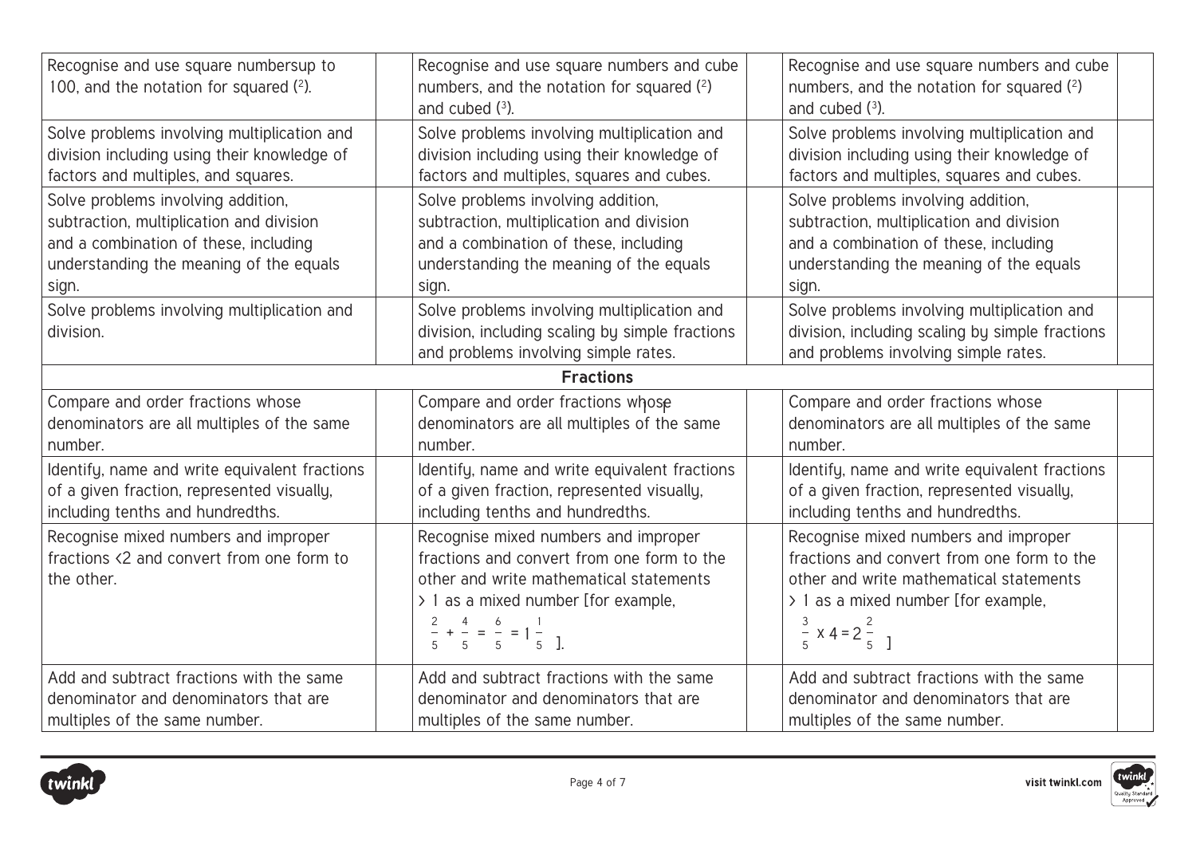| | | | | | |
|---|---|---|---|---|---|
| Recognise and use square numbersup to 100, and the notation for squared ($^2$). | | Recognise and use square numbers and cube numbers, and the notation for squared ($^2$) and cubed ($^3$). | | Recognise and use square numbers and cube numbers, and the notation for squared ($^2$) and cubed ($^3$). | |
| Solve problems involving multiplication and division including using their knowledge of factors and multiples, and squares. | | Solve problems involving multiplication and division including using their knowledge of factors and multiples, squares and cubes. | | Solve problems involving multiplication and division including using their knowledge of factors and multiples, squares and cubes. | |
| Solve problems involving addition, subtraction, multiplication and division and a combination of these, including understanding the meaning of the equals sign. | | Solve problems involving addition, subtraction, multiplication and division and a combination of these, including understanding the meaning of the equals sign. | | Solve problems involving addition, subtraction, multiplication and division and a combination of these, including understanding the meaning of the equals sign. | |
| Solve problems involving multiplication and division. | | Solve problems involving multiplication and division, including scaling by simple fractions and problems involving simple rates. | | Solve problems involving multiplication and division, including scaling by simple fractions and problems involving simple rates. | |
| **Fractions** | | | | | |
| Compare and order fractions whose denominators are all multiples of the same number. | | Compare and order fractions whose denominators are all multiples of the same number. | | Compare and order fractions whose denominators are all multiples of the same number. | |
| Identify, name and write equivalent fractions of a given fraction, represented visually, including tenths and hundredths. | | Identify, name and write equivalent fractions of a given fraction, represented visually, including tenths and hundredths. | | Identify, name and write equivalent fractions of a given fraction, represented visually, including tenths and hundredths. | |
| Recognise mixed numbers and improper fractions <2 and convert from one form to the other. | | Recognise mixed numbers and improper fractions and convert from one form to the other and write mathematical statements > 1 as a mixed number [for example, $\frac{2}{5} + \frac{4}{5} = \frac{6}{5} = 1\frac{1}{5}$ ]. | | Recognise mixed numbers and improper fractions and convert from one form to the other and write mathematical statements > 1 as a mixed number [for example, $\frac{3}{5} \times 4 = 2\frac{2}{5}$ ] | |
| Add and subtract fractions with the same denominator and denominators that are multiples of the same number. | | Add and subtract fractions with the same denominator and denominators that are multiples of the same number. | | Add and subtract fractions with the same denominator and denominators that are multiples of the same number. | |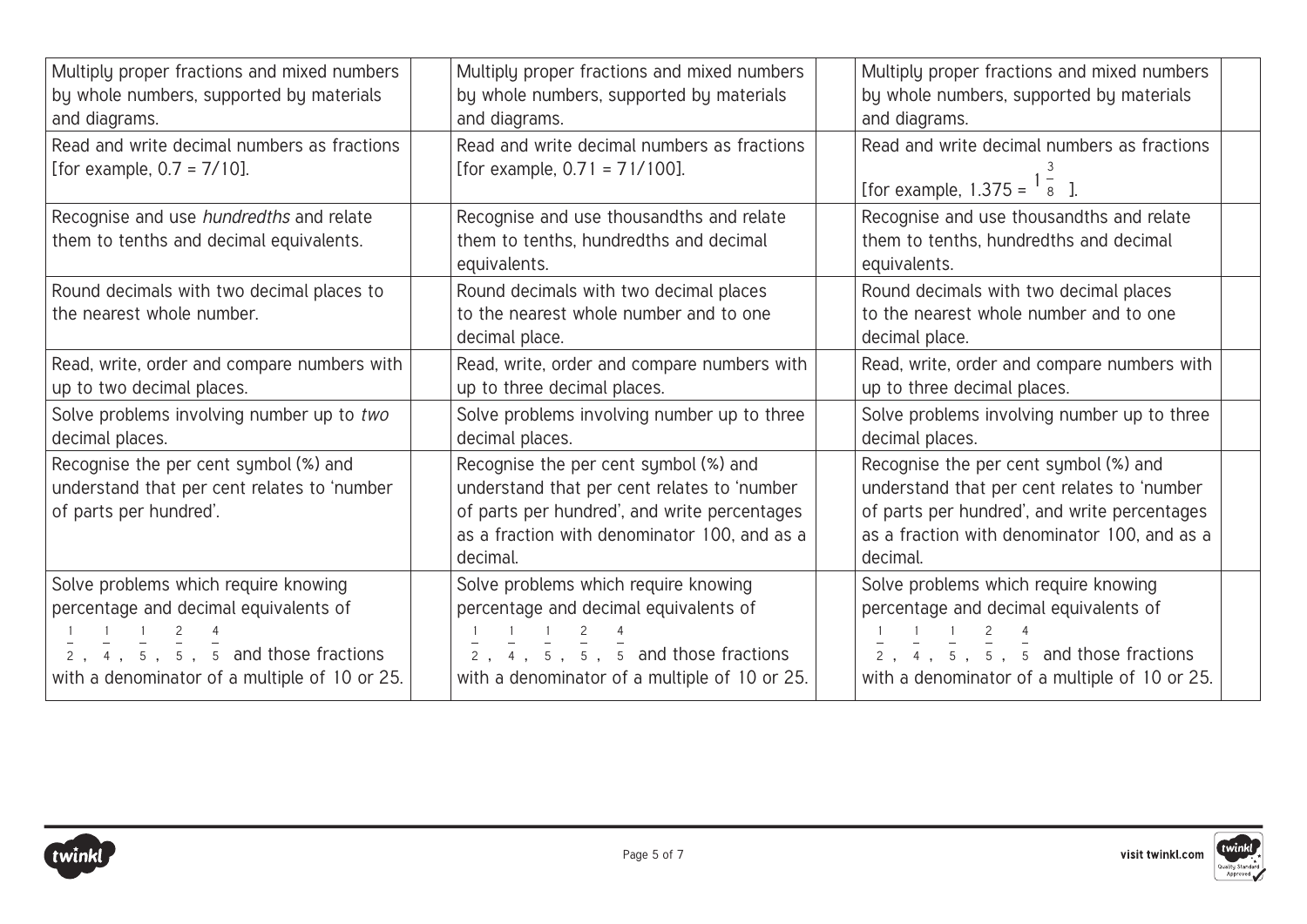| | | | | | |
|---|---|---|---|---|---|
| Multiply proper fractions and mixed numbers by whole numbers, supported by materials and diagrams. | | Multiply proper fractions and mixed numbers by whole numbers, supported by materials and diagrams. | | Multiply proper fractions and mixed numbers by whole numbers, supported by materials and diagrams. | |
| Read and write decimal numbers as fractions [for example, 0.7 = 7/10]. | | Read and write decimal numbers as fractions [for example, 0.71 = 71/100]. | | Read and write decimal numbers as fractions [for example, 1.375 = $1\frac{3}{8}$ ]. | |
| Recognise and use *hundredths* and relate them to tenths and decimal equivalents. | | Recognise and use thousandths and relate them to tenths, hundredths and decimal equivalents. | | Recognise and use thousandths and relate them to tenths, hundredths and decimal equivalents. | |
| Round decimals with two decimal places to the nearest whole number. | | Round decimals with two decimal places to the nearest whole number and to one decimal place. | | Round decimals with two decimal places to the nearest whole number and to one decimal place. | |
| Read, write, order and compare numbers with up to two decimal places. | | Read, write, order and compare numbers with up to three decimal places. | | Read, write, order and compare numbers with up to three decimal places. | |
| Solve problems involving number up to *two* decimal places. | | Solve problems involving number up to three decimal places. | | Solve problems involving number up to three decimal places. | |
| Recognise the per cent symbol (%) and understand that per cent relates to 'number of parts per hundred'. | | Recognise the per cent symbol (%) and understand that per cent relates to 'number of parts per hundred', and write percentages as a fraction with denominator 100, and as a decimal. | | Recognise the per cent symbol (%) and understand that per cent relates to 'number of parts per hundred', and write percentages as a fraction with denominator 100, and as a decimal. | |
| Solve problems which require knowing percentage and decimal equivalents of $\frac{1}{2}$, $\frac{1}{4}$, $\frac{1}{5}$, $\frac{2}{5}$, $\frac{4}{5}$ and those fractions with a denominator of a multiple of 10 or 25. | | Solve problems which require knowing percentage and decimal equivalents of $\frac{1}{2}$, $\frac{1}{4}$, $\frac{1}{5}$, $\frac{2}{5}$, $\frac{4}{5}$ and those fractions with a denominator of a multiple of 10 or 25. | | Solve problems which require knowing percentage and decimal equivalents of $\frac{1}{2}$, $\frac{1}{4}$, $\frac{1}{5}$, $\frac{2}{5}$, $\frac{4}{5}$ and those fractions with a denominator of a multiple of 10 or 25. | |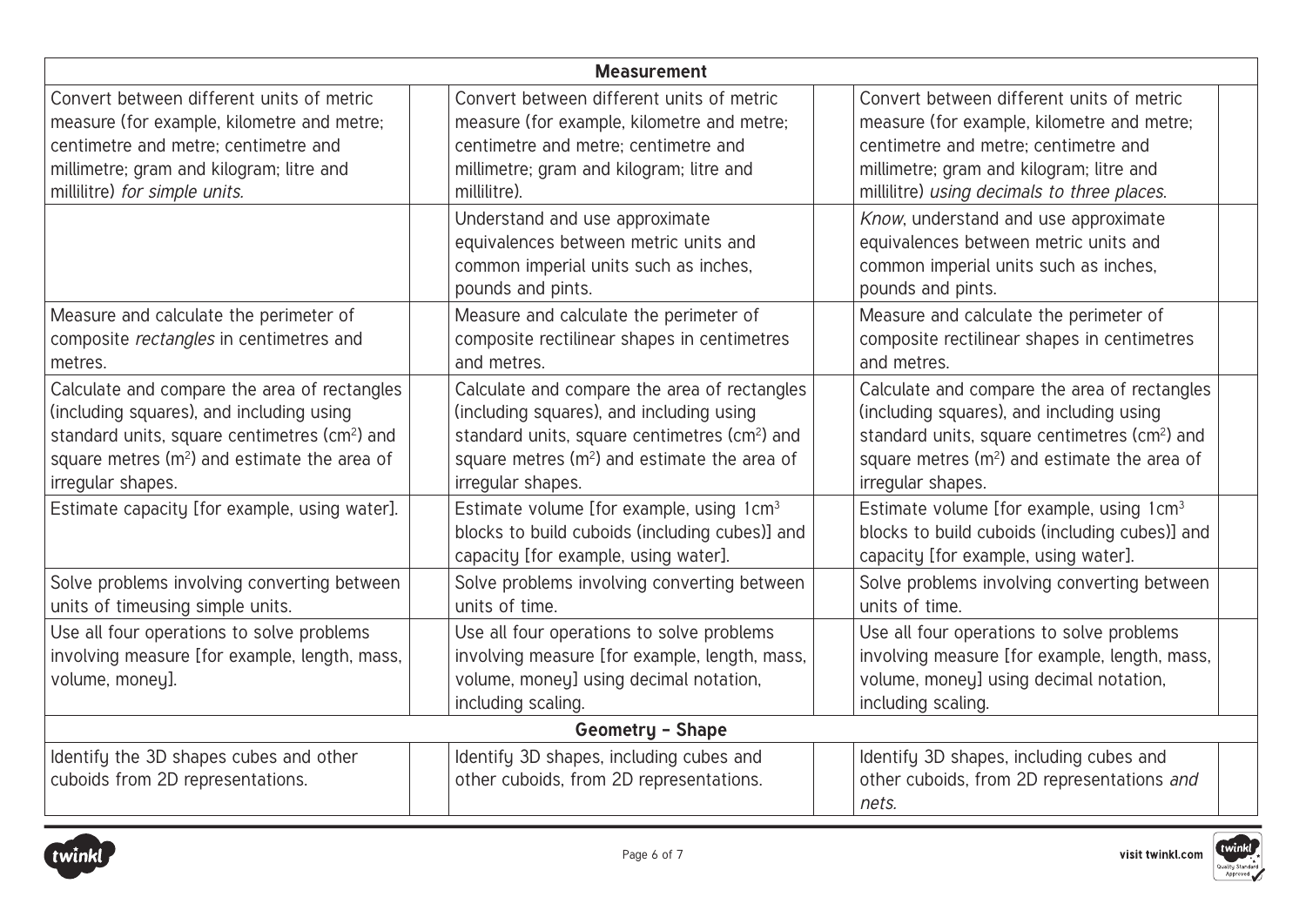| Measurement | | | | | |
|---|---|---|---|---|---|
| Convert between different units of metric measure (for example, kilometre and metre; centimetre and metre; centimetre and millimetre; gram and kilogram; litre and millilitre) *for simple units.* | | Convert between different units of metric measure (for example, kilometre and metre; centimetre and metre; centimetre and millimetre; gram and kilogram; litre and millilitre). | | Convert between different units of metric measure (for example, kilometre and metre; centimetre and metre; centimetre and millimetre; gram and kilogram; litre and millilitre) *using decimals to three places.* | |
| | | Understand and use approximate equivalences between metric units and common imperial units such as inches, pounds and pints. | | *Know*, understand and use approximate equivalences between metric units and common imperial units such as inches, pounds and pints. | |
| Measure and calculate the perimeter of composite *rectangles* in centimetres and metres. | | Measure and calculate the perimeter of composite rectilinear shapes in centimetres and metres. | | Measure and calculate the perimeter of composite rectilinear shapes in centimetres and metres. | |
| Calculate and compare the area of rectangles (including squares), and including using standard units, square centimetres ($cm^2$) and square metres ($m^2$) and estimate the area of irregular shapes. | | Calculate and compare the area of rectangles (including squares), and including using standard units, square centimetres ($cm^2$) and square metres ($m^2$) and estimate the area of irregular shapes. | | Calculate and compare the area of rectangles (including squares), and including using standard units, square centimetres ($cm^2$) and square metres ($m^2$) and estimate the area of irregular shapes. | |
| Estimate capacity [for example, using water]. | | Estimate volume [for example, using $1cm^3$ blocks to build cuboids (including cubes)] and capacity [for example, using water]. | | Estimate volume [for example, using $1cm^3$ blocks to build cuboids (including cubes)] and capacity [for example, using water]. | |
| Solve problems involving converting between units of timeusing simple units. | | Solve problems involving converting between units of time. | | Solve problems involving converting between units of time. | |
| Use all four operations to solve problems involving measure [for example, length, mass, volume, money]. | | Use all four operations to solve problems involving measure [for example, length, mass, volume, money] using decimal notation, including scaling. | | Use all four operations to solve problems involving measure [for example, length, mass, volume, money] using decimal notation, including scaling. | |
| **Geometry – Shape** | | | | | |
| Identify the 3D shapes cubes and other cuboids from 2D representations. | | Identify 3D shapes, including cubes and other cuboids, from 2D representations. | | Identify 3D shapes, including cubes and other cuboids, from 2D representations *and nets.* | |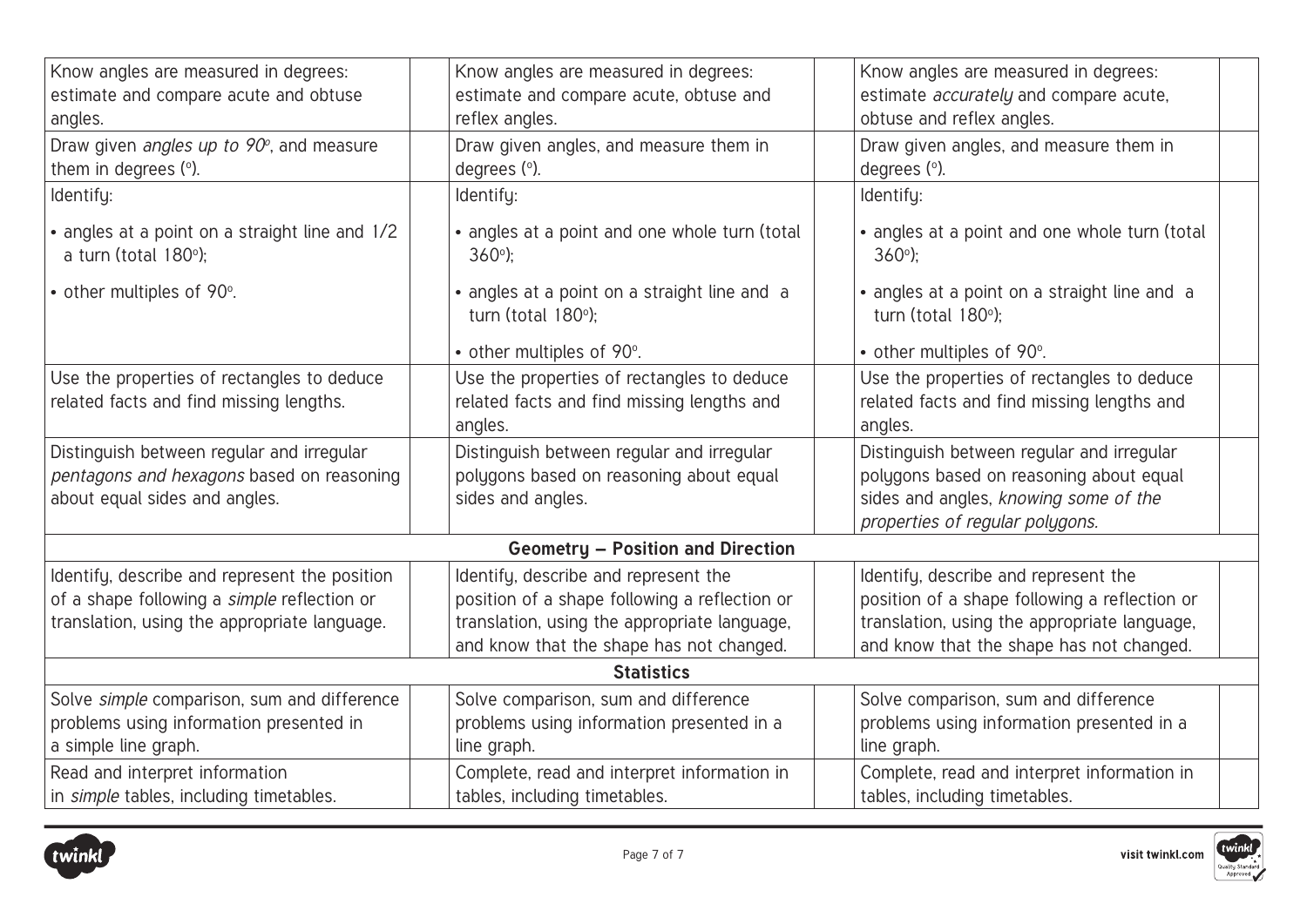| | | | | | |
|---|---|---|---|---|---|
| Know angles are measured in degrees: estimate and compare acute and obtuse angles. | | Know angles are measured in degrees: estimate and compare acute, obtuse and reflex angles. | | Know angles are measured in degrees: estimate *accurately* and compare acute, obtuse and reflex angles. | |
| Draw given *angles up to 90º*, and measure them in degrees (º). | | Draw given angles, and measure them in degrees (º). | | Draw given angles, and measure them in degrees (º). | |
| Identify:<br>• angles at a point on a straight line and 1/2 a turn (total 180º);<br>• other multiples of 90º. | | Identify:<br>• angles at a point and one whole turn (total 360º);<br>• angles at a point on a straight line and a turn (total 180º);<br>• other multiples of 90º. | | Identify:<br>• angles at a point and one whole turn (total 360º);<br>• angles at a point on a straight line and a turn (total 180º);<br>• other multiples of 90º. | |
| Use the properties of rectangles to deduce related facts and find missing lengths. | | Use the properties of rectangles to deduce related facts and find missing lengths and angles. | | Use the properties of rectangles to deduce related facts and find missing lengths and angles. | |
| Distinguish between regular and irregular *pentagons and hexagons* based on reasoning about equal sides and angles. | | Distinguish between regular and irregular polygons based on reasoning about equal sides and angles. | | Distinguish between regular and irregular polygons based on reasoning about equal sides and angles, *knowing some of the properties of regular polygons.* | |
| **Geometry – Position and Direction** | | | | | |
| Identify, describe and represent the position of a shape following a *simple* reflection or translation, using the appropriate language. | | Identify, describe and represent the position of a shape following a reflection or translation, using the appropriate language, and know that the shape has not changed. | | Identify, describe and represent the position of a shape following a reflection or translation, using the appropriate language, and know that the shape has not changed. | |
| **Statistics** | | | | | |
| Solve *simple* comparison, sum and difference problems using information presented in a simple line graph. | | Solve comparison, sum and difference problems using information presented in a line graph. | | Solve comparison, sum and difference problems using information presented in a line graph. | |
| Read and interpret information in *simple* tables, including timetables. | | Complete, read and interpret information in tables, including timetables. | | Complete, read and interpret information in tables, including timetables. | |